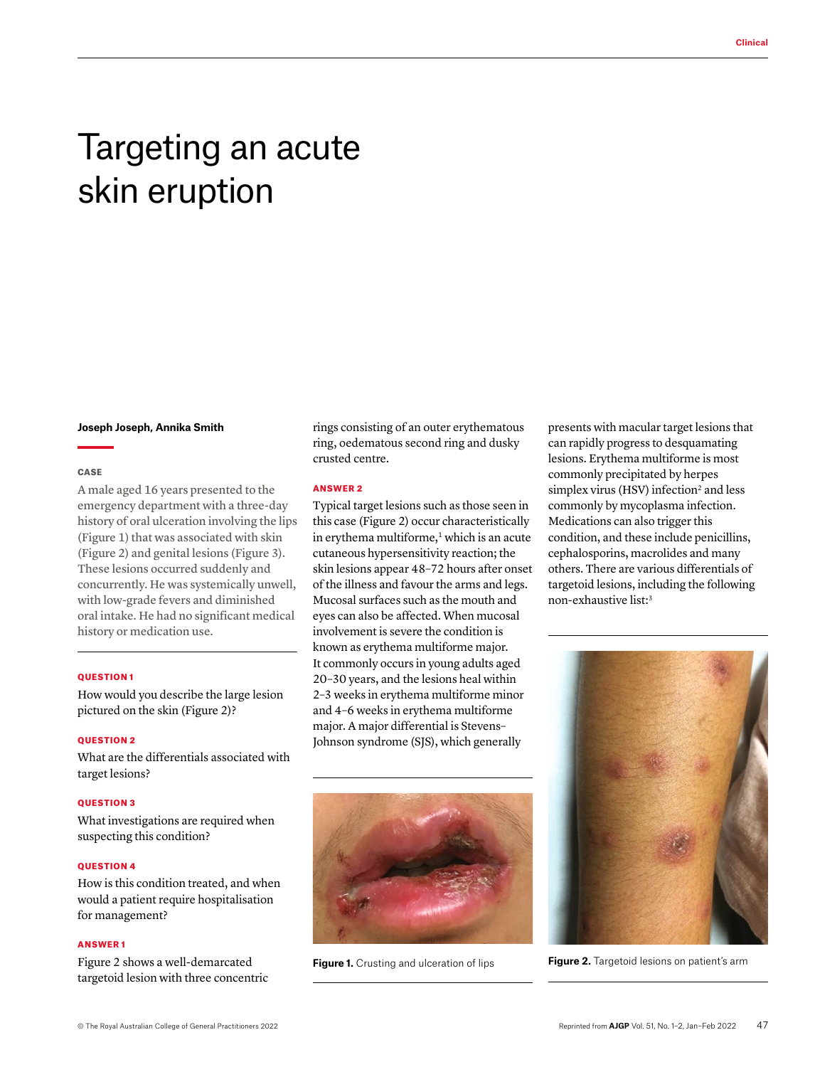# Targeting an acute skin eruption

**Joseph Joseph, Annika Smith**

### CASE

A male aged 16 years presented to the emergency department with a three-day history of oral ulceration involving the lips (Figure 1) that was associated with skin (Figure 2) and genital lesions (Figure 3). These lesions occurred suddenly and concurrently. He was systemically unwell, with low-grade fevers and diminished oral intake. He had no significant medical history or medication use.

### QUESTION 1

How would you describe the large lesion pictured on the skin (Figure 2)?

### QUESTION 2

What are the differentials associated with target lesions?

### QUESTION 3

What investigations are required when suspecting this condition?

### QUESTION 4

How is this condition treated, and when would a patient require hospitalisation for management?

### ANSWER 1

Figure 2 shows a well-demarcated targetoid lesion with three concentric rings consisting of an outer erythematous ring, oedematous second ring and dusky crusted centre.

### ANSWER 2

Typical target lesions such as those seen in this case (Figure 2) occur characteristically in erythema multiforme,[1] which is an acute cutaneous hypersensitivity reaction; the skin lesions appear 48–72 hours after onset of the illness and favour the arms and legs. Mucosal surfaces such as the mouth and eyes can also be affected. When mucosal involvement is severe the condition is known as erythema multiforme major. It commonly occurs in young adults aged 20–30 years, and the lesions heal within 2–3 weeks in erythema multiforme minor and 4–6 weeks in erythema multiforme major. A major differential is Stevens–Johnson syndrome (SJS), which generally presents with macular target lesions that can rapidly progress to desquamating lesions. Erythema multiforme is most commonly precipitated by herpes simplex virus (HSV) infection[2] and less commonly by mycoplasma infection. Medications can also trigger this condition, and these include penicillins, cephalosporins, macrolides and many others. There are various differentials of targetoid lesions, including the following non-exhaustive list:[3]

**Figure 1.** Crusting and ulceration of lips

**Figure 2.** Targetoid lesions on patient's arm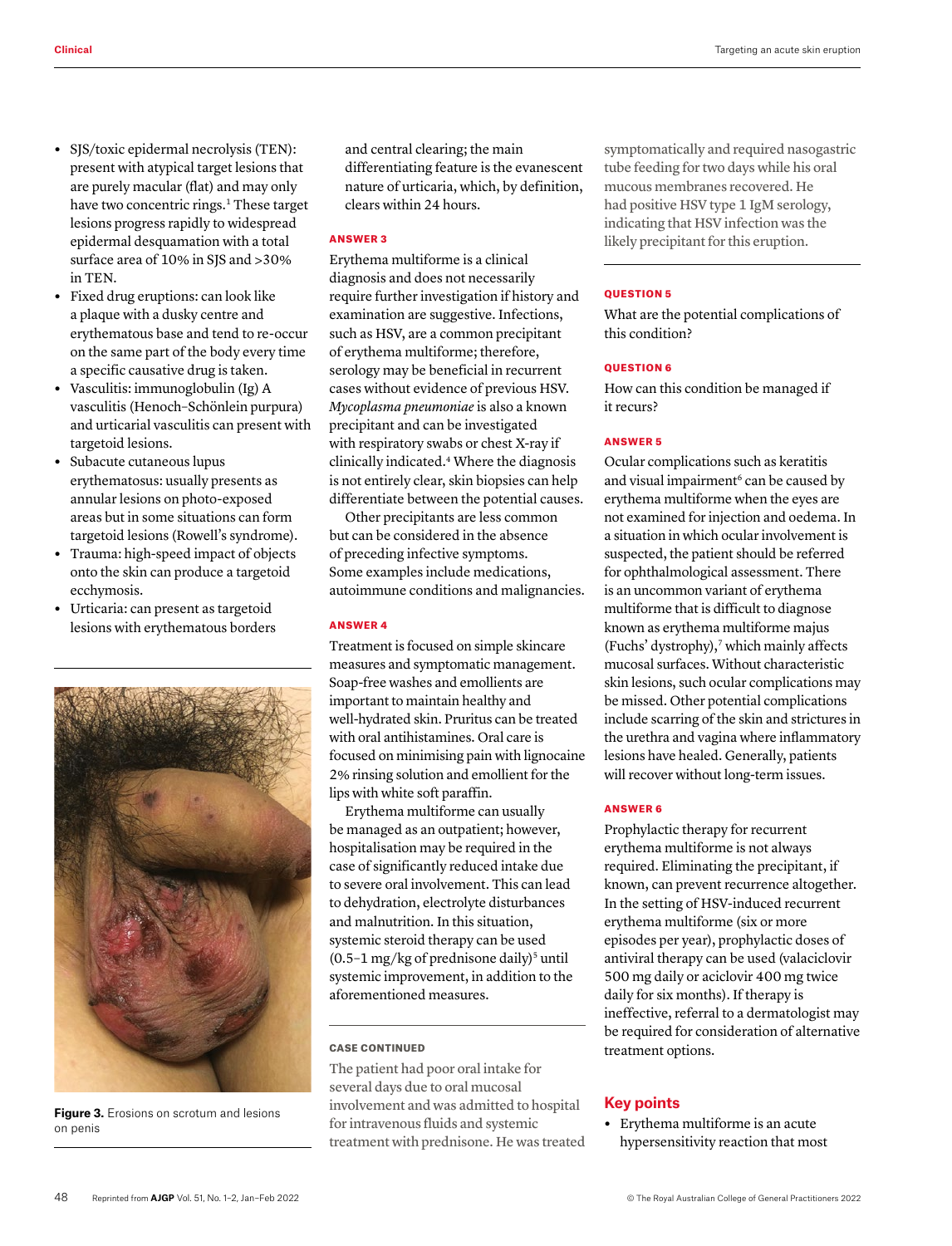- SJS/toxic epidermal necrolysis (TEN): present with atypical target lesions that are purely macular (flat) and may only have two concentric rings.[1] These target lesions progress rapidly to widespread epidermal desquamation with a total surface area of 10% in SJS and >30% in TEN.
- Fixed drug eruptions: can look like a plaque with a dusky centre and erythematous base and tend to re-occur on the same part of the body every time a specific causative drug is taken.
- Vasculitis: immunoglobulin (Ig) A vasculitis (Henoch–Schönlein purpura) and urticarial vasculitis can present with targetoid lesions.
- Subacute cutaneous lupus erythematosus: usually presents as annular lesions on photo-exposed areas but in some situations can form targetoid lesions (Rowell's syndrome).
- Trauma: high-speed impact of objects onto the skin can produce a targetoid ecchymosis.
- Urticaria: can present as targetoid lesions with erythematous borders and central clearing; the main differentiating feature is the evanescent nature of urticaria, which, by definition, clears within 24 hours.

**Figure 3.** Erosions on scrotum and lesions on penis

#### ANSWER 3

Erythema multiforme is a clinical diagnosis and does not necessarily require further investigation if history and examination are suggestive. Infections, such as HSV, are a common precipitant of erythema multiforme; therefore, serology may be beneficial in recurrent cases without evidence of previous HSV. *Mycoplasma pneumoniae* is also a known precipitant and can be investigated with respiratory swabs or chest X-ray if clinically indicated.[4] Where the diagnosis is not entirely clear, skin biopsies can help differentiate between the potential causes.

Other precipitants are less common but can be considered in the absence of preceding infective symptoms. Some examples include medications, autoimmune conditions and malignancies.

#### ANSWER 4

Treatment is focused on simple skincare measures and symptomatic management. Soap-free washes and emollients are important to maintain healthy and well-hydrated skin. Pruritus can be treated with oral antihistamines. Oral care is focused on minimising pain with lignocaine 2% rinsing solution and emollient for the lips with white soft paraffin.

Erythema multiforme can usually be managed as an outpatient; however, hospitalisation may be required in the case of significantly reduced intake due to severe oral involvement. This can lead to dehydration, electrolyte disturbances and malnutrition. In this situation, systemic steroid therapy can be used (0.5–1 mg/kg of prednisone daily)[5] until systemic improvement, in addition to the aforementioned measures.

#### CASE CONTINUED

The patient had poor oral intake for several days due to oral mucosal involvement and was admitted to hospital for intravenous fluids and systemic treatment with prednisone. He was treated symptomatically and required nasogastric tube feeding for two days while his oral mucous membranes recovered. He had positive HSV type 1 IgM serology, indicating that HSV infection was the likely precipitant for this eruption.

#### QUESTION 5

What are the potential complications of this condition?

#### QUESTION 6

How can this condition be managed if it recurs?

#### ANSWER 5

Ocular complications such as keratitis and visual impairment[6] can be caused by erythema multiforme when the eyes are not examined for injection and oedema. In a situation in which ocular involvement is suspected, the patient should be referred for ophthalmological assessment. There is an uncommon variant of erythema multiforme that is difficult to diagnose known as erythema multiforme majus (Fuchs' dystrophy),[7] which mainly affects mucosal surfaces. Without characteristic skin lesions, such ocular complications may be missed. Other potential complications include scarring of the skin and strictures in the urethra and vagina where inflammatory lesions have healed. Generally, patients will recover without long-term issues.

#### ANSWER 6

Prophylactic therapy for recurrent erythema multiforme is not always required. Eliminating the precipitant, if known, can prevent recurrence altogether. In the setting of HSV-induced recurrent erythema multiforme (six or more episodes per year), prophylactic doses of antiviral therapy can be used (valaciclovir 500 mg daily or aciclovir 400 mg twice daily for six months). If therapy is ineffective, referral to a dermatologist may be required for consideration of alternative treatment options.

## Key points

- Erythema multiforme is an acute hypersensitivity reaction that most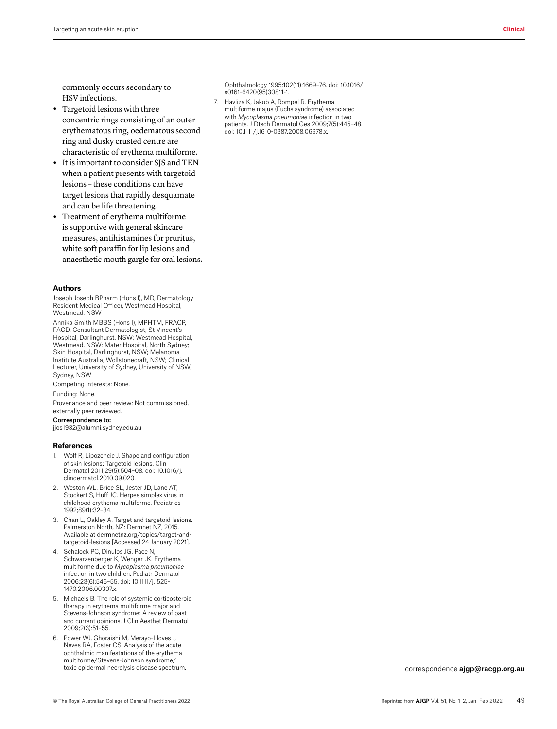commonly occurs secondary to HSV infections.

- Targetoid lesions with three concentric rings consisting of an outer erythematous ring, oedematous second ring and dusky crusted centre are characteristic of erythema multiforme.
- It is important to consider SJS and TEN when a patient presents with targetoid lesions – these conditions can have target lesions that rapidly desquamate and can be life threatening.
- Treatment of erythema multiforme is supportive with general skincare measures, antihistamines for pruritus, white soft paraffin for lip lesions and anaesthetic mouth gargle for oral lesions.

#### Authors

Joseph Joseph BPharm (Hons I), MD, Dermatology Resident Medical Officer, Westmead Hospital, Westmead, NSW

Annika Smith MBBS (Hons I), MPHTM, FRACP, FACD, Consultant Dermatologist, St Vincent's Hospital, Darlinghurst, NSW; Westmead Hospital, Westmead, NSW; Mater Hospital, North Sydney; Skin Hospital, Darlinghurst, NSW; Melanoma Institute Australia, Wollstonecraft, NSW; Clinical Lecturer, University of Sydney, University of NSW, Sydney, NSW

Competing interests: None.

Funding: None.

Provenance and peer review: Not commissioned, externally peer reviewed.

**Correspondence to:**
jjos1932@alumni.sydney.edu.au

#### References

1. Wolf R, Lipozencic J. Shape and configuration of skin lesions: Targetoid lesions. Clin Dermatol 2011;29(5):504–08. doi: 10.1016/j.clindermatol.2010.09.020.
2. Weston WL, Brice SL, Jester JD, Lane AT, Stockert S, Huff JC. Herpes simplex virus in childhood erythema multiforme. Pediatrics 1992;89(1):32–34.
3. Chan L, Oakley A. Target and targetoid lesions. Palmerston North, NZ: Dermnet NZ, 2015. Available at dermnetnz.org/topics/target-and-targetoid-lesions [Accessed 24 January 2021].
4. Schalock PC, Dinulos JG, Pace N, Schwarzenberger K, Wenger JK. Erythema multiforme due to *Mycoplasma pneumoniae* infection in two children. Pediatr Dermatol 2006;23(6):546–55. doi: 10.1111/j.1525-1470.2006.00307.x.
5. Michaels B. The role of systemic corticosteroid therapy in erythema multiforme major and Stevens-Johnson syndrome: A review of past and current opinions. J Clin Aesthet Dermatol 2009;2(3):51–55.
6. Power WJ, Ghoraishi M, Merayo-Lloves J, Neves RA, Foster CS. Analysis of the acute ophthalmic manifestations of the erythema multiforme/Stevens-Johnson syndrome/toxic epidermal necrolysis disease spectrum. Ophthalmology 1995;102(11):1669–76. doi: 10.1016/s0161-6420(95)30811-1.
7. Havliza K, Jakob A, Rompel R. Erythema multiforme majus (Fuchs syndrome) associated with *Mycoplasma pneumoniae* infection in two patients. J Dtsch Dermatol Ges 2009;7(5):445–48. doi: 10.1111/j.1610-0387.2008.06978.x.